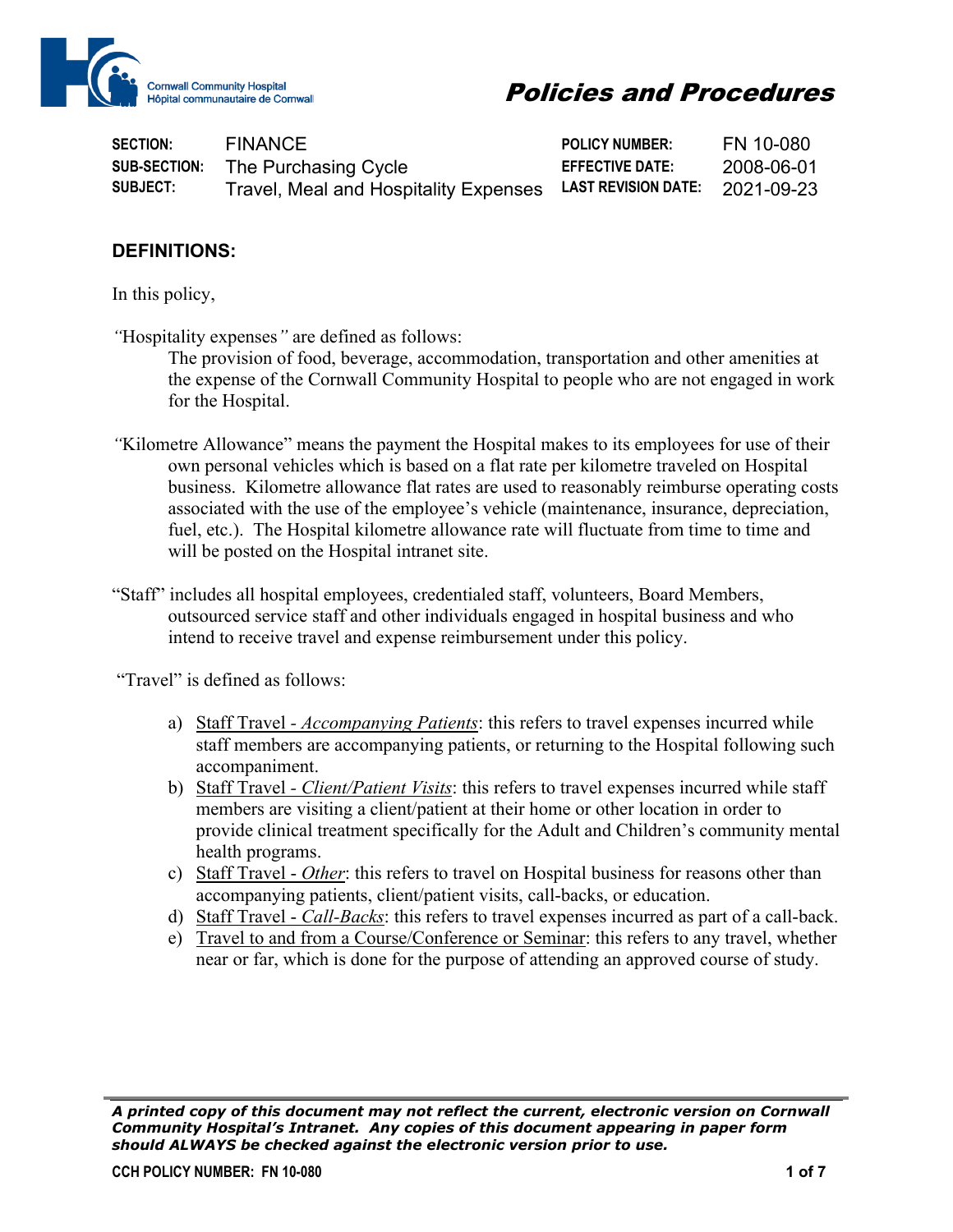Cornwall Community Hospital
Hôpital communautaire de Cornwall

# Policies and Procedures

| | | | |
|---|---|---|---|
| **SECTION:** | FINANCE | **POLICY NUMBER:** | FN 10-080 |
| **SUB-SECTION:** | The Purchasing Cycle | **EFFECTIVE DATE:** | 2008-06-01 |
| **SUBJECT:** | Travel, Meal and Hospitality Expenses | **LAST REVISION DATE:** | 2021-09-23 |

## DEFINITIONS:

In this policy,

*"*Hospitality expenses*"* are defined as follows:

The provision of food, beverage, accommodation, transportation and other amenities at the expense of the Cornwall Community Hospital to people who are not engaged in work for the Hospital.

*"*Kilometre Allowance" means the payment the Hospital makes to its employees for use of their own personal vehicles which is based on a flat rate per kilometre traveled on Hospital business. Kilometre allowance flat rates are used to reasonably reimburse operating costs associated with the use of the employee's vehicle (maintenance, insurance, depreciation, fuel, etc.). The Hospital kilometre allowance rate will fluctuate from time to time and will be posted on the Hospital intranet site.

"Staff" includes all hospital employees, credentialed staff, volunteers, Board Members, outsourced service staff and other individuals engaged in hospital business and who intend to receive travel and expense reimbursement under this policy.

"Travel" is defined as follows:

a) Staff Travel - *Accompanying Patients*: this refers to travel expenses incurred while staff members are accompanying patients, or returning to the Hospital following such accompaniment.
b) Staff Travel - *Client/Patient Visits*: this refers to travel expenses incurred while staff members are visiting a client/patient at their home or other location in order to provide clinical treatment specifically for the Adult and Children's community mental health programs.
c) Staff Travel - *Other*: this refers to travel on Hospital business for reasons other than accompanying patients, client/patient visits, call-backs, or education.
d) Staff Travel - *Call-Backs*: this refers to travel expenses incurred as part of a call-back.
e) Travel to and from a Course/Conference or Seminar: this refers to any travel, whether near or far, which is done for the purpose of attending an approved course of study.

***A printed copy of this document may not reflect the current, electronic version on Cornwall Community Hospital's Intranet. Any copies of this document appearing in paper form should ALWAYS be checked against the electronic version prior to use.***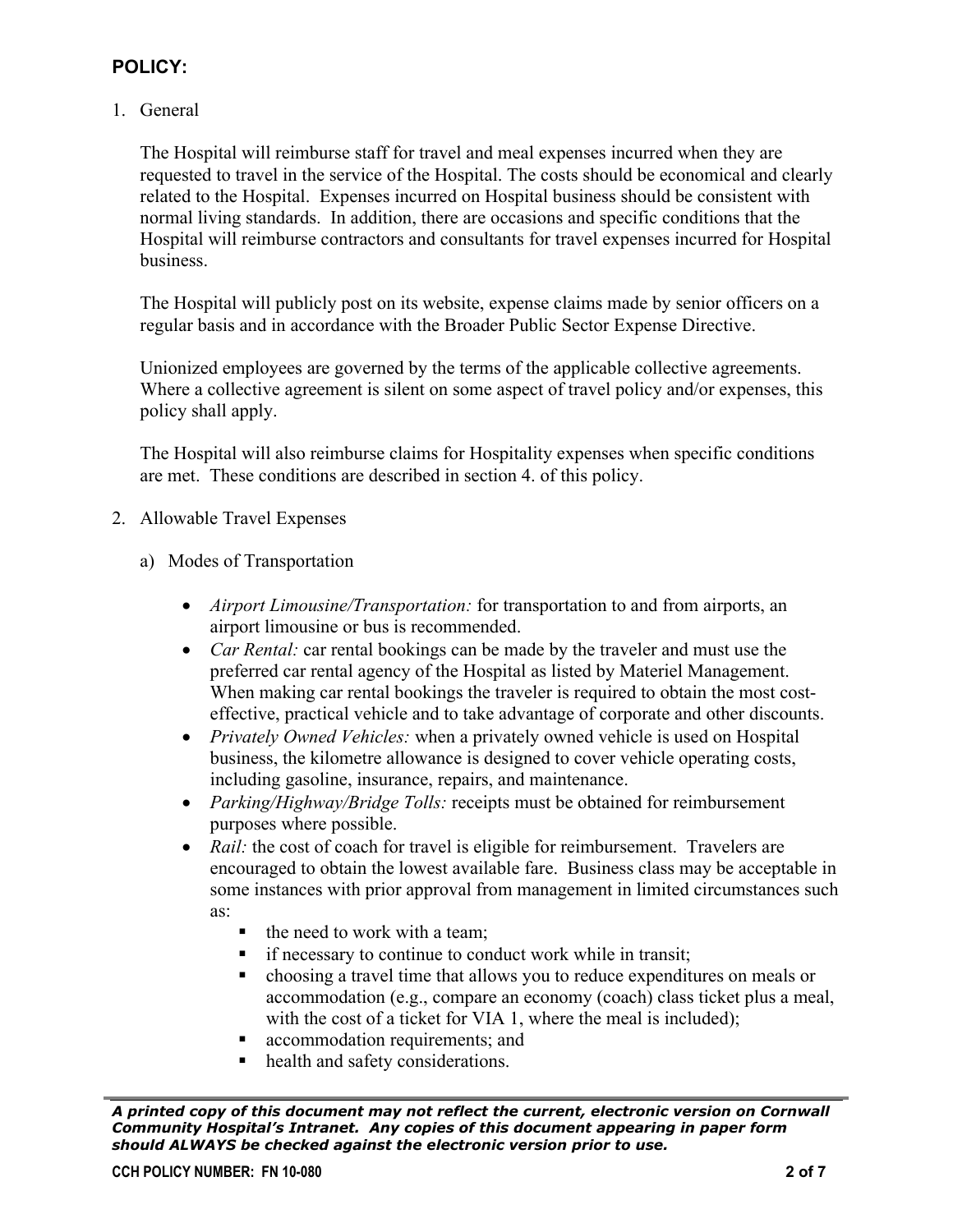## POLICY:

1. General

   The Hospital will reimburse staff for travel and meal expenses incurred when they are requested to travel in the service of the Hospital. The costs should be economical and clearly related to the Hospital. Expenses incurred on Hospital business should be consistent with normal living standards. In addition, there are occasions and specific conditions that the Hospital will reimburse contractors and consultants for travel expenses incurred for Hospital business.

   The Hospital will publicly post on its website, expense claims made by senior officers on a regular basis and in accordance with the Broader Public Sector Expense Directive.

   Unionized employees are governed by the terms of the applicable collective agreements. Where a collective agreement is silent on some aspect of travel policy and/or expenses, this policy shall apply.

   The Hospital will also reimburse claims for Hospitality expenses when specific conditions are met. These conditions are described in section 4. of this policy.

2. Allowable Travel Expenses

   a) Modes of Transportation

      - *Airport Limousine/Transportation:* for transportation to and from airports, an airport limousine or bus is recommended.
      - *Car Rental:* car rental bookings can be made by the traveler and must use the preferred car rental agency of the Hospital as listed by Materiel Management. When making car rental bookings the traveler is required to obtain the most cost-effective, practical vehicle and to take advantage of corporate and other discounts.
      - *Privately Owned Vehicles:* when a privately owned vehicle is used on Hospital business, the kilometre allowance is designed to cover vehicle operating costs, including gasoline, insurance, repairs, and maintenance.
      - *Parking/Highway/Bridge Tolls:* receipts must be obtained for reimbursement purposes where possible.
      - *Rail:* the cost of coach for travel is eligible for reimbursement. Travelers are encouraged to obtain the lowest available fare. Business class may be acceptable in some instances with prior approval from management in limited circumstances such as:
        - the need to work with a team;
        - if necessary to continue to conduct work while in transit;
        - choosing a travel time that allows you to reduce expenditures on meals or accommodation (e.g., compare an economy (coach) class ticket plus a meal, with the cost of a ticket for VIA 1, where the meal is included);
        - accommodation requirements; and
        - health and safety considerations.

***A printed copy of this document may not reflect the current, electronic version on Cornwall Community Hospital's Intranet. Any copies of this document appearing in paper form should ALWAYS be checked against the electronic version prior to use.***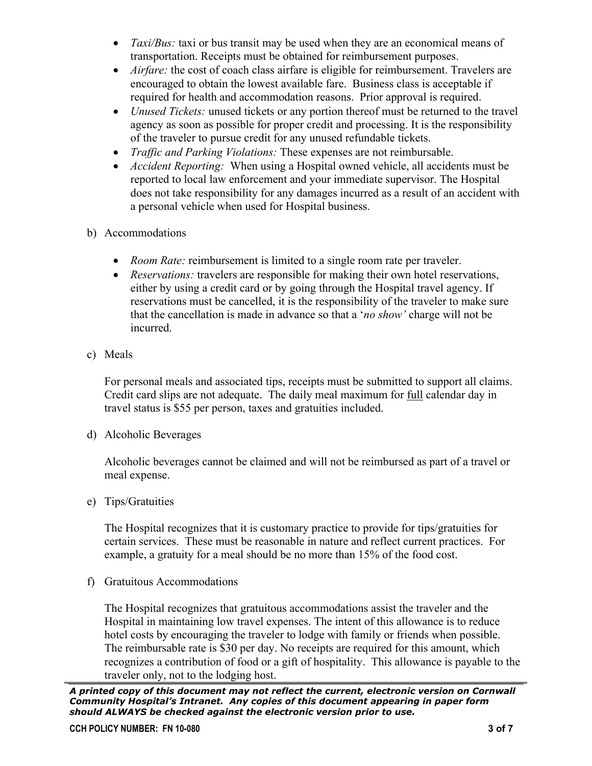- *Taxi/Bus:* taxi or bus transit may be used when they are an economical means of transportation. Receipts must be obtained for reimbursement purposes.
- *Airfare:* the cost of coach class airfare is eligible for reimbursement. Travelers are encouraged to obtain the lowest available fare. Business class is acceptable if required for health and accommodation reasons. Prior approval is required.
- *Unused Tickets:* unused tickets or any portion thereof must be returned to the travel agency as soon as possible for proper credit and processing. It is the responsibility of the traveler to pursue credit for any unused refundable tickets.
- *Traffic and Parking Violations:* These expenses are not reimbursable.
- *Accident Reporting:* When using a Hospital owned vehicle, all accidents must be reported to local law enforcement and your immediate supervisor. The Hospital does not take responsibility for any damages incurred as a result of an accident with a personal vehicle when used for Hospital business.

b) Accommodations

- *Room Rate:* reimbursement is limited to a single room rate per traveler.
- *Reservations:* travelers are responsible for making their own hotel reservations, either by using a credit card or by going through the Hospital travel agency. If reservations must be cancelled, it is the responsibility of the traveler to make sure that the cancellation is made in advance so that a '*no show'* charge will not be incurred.

c) Meals

For personal meals and associated tips, receipts must be submitted to support all claims. Credit card slips are not adequate. The daily meal maximum for <u>full</u> calendar day in travel status is $55 per person, taxes and gratuities included.

d) Alcoholic Beverages

Alcoholic beverages cannot be claimed and will not be reimbursed as part of a travel or meal expense.

e) Tips/Gratuities

The Hospital recognizes that it is customary practice to provide for tips/gratuities for certain services. These must be reasonable in nature and reflect current practices. For example, a gratuity for a meal should be no more than 15% of the food cost.

f) Gratuitous Accommodations

The Hospital recognizes that gratuitous accommodations assist the traveler and the Hospital in maintaining low travel expenses. The intent of this allowance is to reduce hotel costs by encouraging the traveler to lodge with family or friends when possible. The reimbursable rate is $30 per day. No receipts are required for this amount, which recognizes a contribution of food or a gift of hospitality. This allowance is payable to the traveler only, not to the lodging host.

***A printed copy of this document may not reflect the current, electronic version on Cornwall Community Hospital's Intranet. Any copies of this document appearing in paper form should ALWAYS be checked against the electronic version prior to use.***

**CCH POLICY NUMBER: FN 10-080**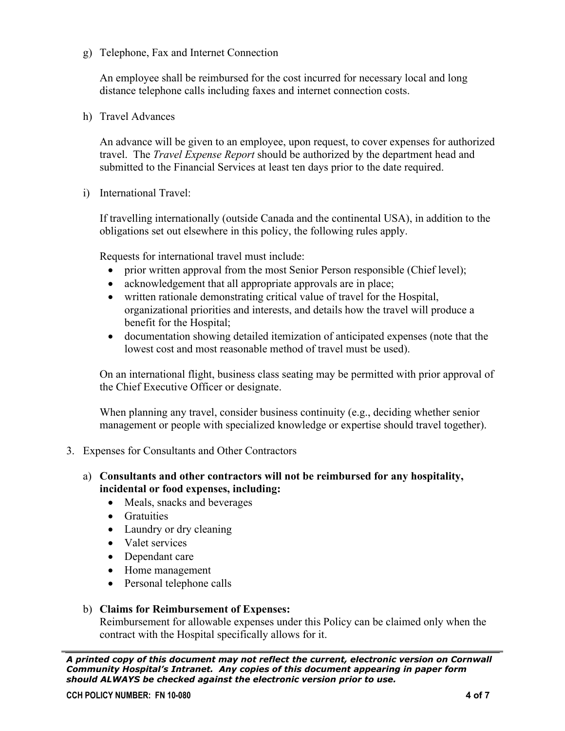g) Telephone, Fax and Internet Connection

   An employee shall be reimbursed for the cost incurred for necessary local and long distance telephone calls including faxes and internet connection costs.

h) Travel Advances

   An advance will be given to an employee, upon request, to cover expenses for authorized travel. The *Travel Expense Report* should be authorized by the department head and submitted to the Financial Services at least ten days prior to the date required.

i) International Travel:

   If travelling internationally (outside Canada and the continental USA), in addition to the obligations set out elsewhere in this policy, the following rules apply.

   Requests for international travel must include:

   - prior written approval from the most Senior Person responsible (Chief level);
   - acknowledgement that all appropriate approvals are in place;
   - written rationale demonstrating critical value of travel for the Hospital, organizational priorities and interests, and details how the travel will produce a benefit for the Hospital;
   - documentation showing detailed itemization of anticipated expenses (note that the lowest cost and most reasonable method of travel must be used).

   On an international flight, business class seating may be permitted with prior approval of the Chief Executive Officer or designate.

   When planning any travel, consider business continuity (e.g., deciding whether senior management or people with specialized knowledge or expertise should travel together).

3. Expenses for Consultants and Other Contractors

   a) **Consultants and other contractors will not be reimbursed for any hospitality, incidental or food expenses, including:**
      - Meals, snacks and beverages
      - Gratuities
      - Laundry or dry cleaning
      - Valet services
      - Dependant care
      - Home management
      - Personal telephone calls

   b) **Claims for Reimbursement of Expenses:**
      Reimbursement for allowable expenses under this Policy can be claimed only when the contract with the Hospital specifically allows for it.

***A printed copy of this document may not reflect the current, electronic version on Cornwall Community Hospital's Intranet. Any copies of this document appearing in paper form should ALWAYS be checked against the electronic version prior to use.***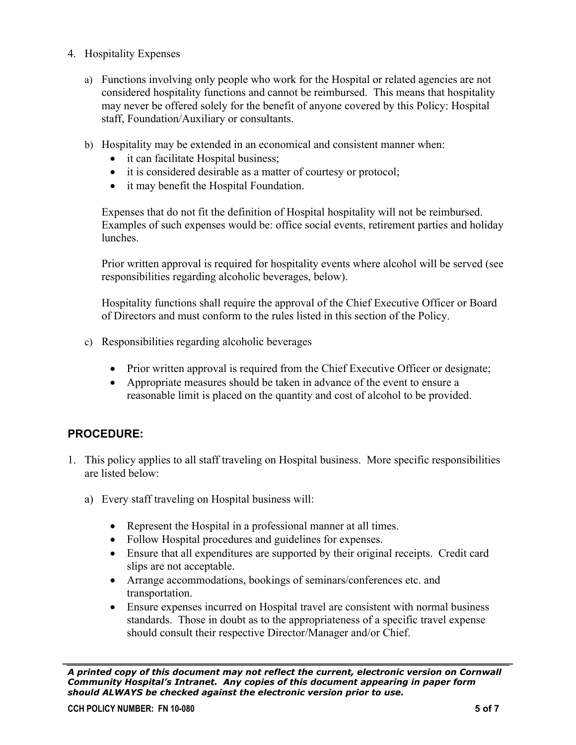4. Hospitality Expenses

   a) Functions involving only people who work for the Hospital or related agencies are not considered hospitality functions and cannot be reimbursed. This means that hospitality may never be offered solely for the benefit of anyone covered by this Policy: Hospital staff, Foundation/Auxiliary or consultants.

   b) Hospitality may be extended in an economical and consistent manner when:
      - it can facilitate Hospital business;
      - it is considered desirable as a matter of courtesy or protocol;
      - it may benefit the Hospital Foundation.

      Expenses that do not fit the definition of Hospital hospitality will not be reimbursed. Examples of such expenses would be: office social events, retirement parties and holiday lunches.

      Prior written approval is required for hospitality events where alcohol will be served (see responsibilities regarding alcoholic beverages, below).

      Hospitality functions shall require the approval of the Chief Executive Officer or Board of Directors and must conform to the rules listed in this section of the Policy.

   c) Responsibilities regarding alcoholic beverages

      - Prior written approval is required from the Chief Executive Officer or designate;
      - Appropriate measures should be taken in advance of the event to ensure a reasonable limit is placed on the quantity and cost of alcohol to be provided.

## PROCEDURE:

1. This policy applies to all staff traveling on Hospital business. More specific responsibilities are listed below:

   a) Every staff traveling on Hospital business will:

      - Represent the Hospital in a professional manner at all times.
      - Follow Hospital procedures and guidelines for expenses.
      - Ensure that all expenditures are supported by their original receipts. Credit card slips are not acceptable.
      - Arrange accommodations, bookings of seminars/conferences etc. and transportation.
      - Ensure expenses incurred on Hospital travel are consistent with normal business standards. Those in doubt as to the appropriateness of a specific travel expense should consult their respective Director/Manager and/or Chief.

***A printed copy of this document may not reflect the current, electronic version on Cornwall Community Hospital's Intranet. Any copies of this document appearing in paper form should ALWAYS be checked against the electronic version prior to use.***

**CCH POLICY NUMBER: FN 10-080**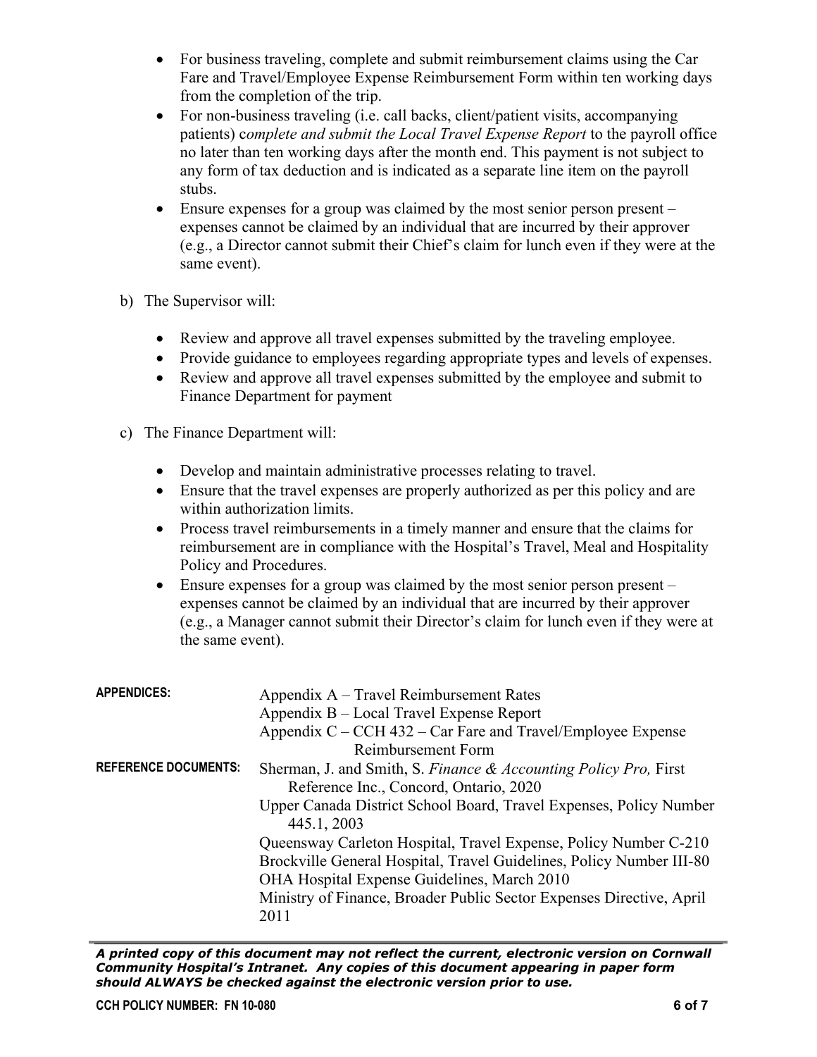- For business traveling, complete and submit reimbursement claims using the Car Fare and Travel/Employee Expense Reimbursement Form within ten working days from the completion of the trip.
- For non-business traveling (i.e. call backs, client/patient visits, accompanying patients) c*omplete and submit the Local Travel Expense Report* to the payroll office no later than ten working days after the month end. This payment is not subject to any form of tax deduction and is indicated as a separate line item on the payroll stubs.
- Ensure expenses for a group was claimed by the most senior person present – expenses cannot be claimed by an individual that are incurred by their approver (e.g., a Director cannot submit their Chief's claim for lunch even if they were at the same event).

b) The Supervisor will:

- Review and approve all travel expenses submitted by the traveling employee.
- Provide guidance to employees regarding appropriate types and levels of expenses.
- Review and approve all travel expenses submitted by the employee and submit to Finance Department for payment

c) The Finance Department will:

- Develop and maintain administrative processes relating to travel.
- Ensure that the travel expenses are properly authorized as per this policy and are within authorization limits.
- Process travel reimbursements in a timely manner and ensure that the claims for reimbursement are in compliance with the Hospital's Travel, Meal and Hospitality Policy and Procedures.
- Ensure expenses for a group was claimed by the most senior person present – expenses cannot be claimed by an individual that are incurred by their approver (e.g., a Manager cannot submit their Director's claim for lunch even if they were at the same event).

**APPENDICES:**

Appendix A – Travel Reimbursement Rates
Appendix B – Local Travel Expense Report
Appendix C – CCH 432 – Car Fare and Travel/Employee Expense Reimbursement Form

**REFERENCE DOCUMENTS:**

Sherman, J. and Smith, S. *Finance & Accounting Policy Pro,* First Reference Inc., Concord, Ontario, 2020
Upper Canada District School Board, Travel Expenses, Policy Number 445.1, 2003
Queensway Carleton Hospital, Travel Expense, Policy Number C-210
Brockville General Hospital, Travel Guidelines, Policy Number III-80
OHA Hospital Expense Guidelines, March 2010
Ministry of Finance, Broader Public Sector Expenses Directive, April 2011

***A printed copy of this document may not reflect the current, electronic version on Cornwall Community Hospital's Intranet. Any copies of this document appearing in paper form should ALWAYS be checked against the electronic version prior to use.***

**CCH POLICY NUMBER: FN 10-080**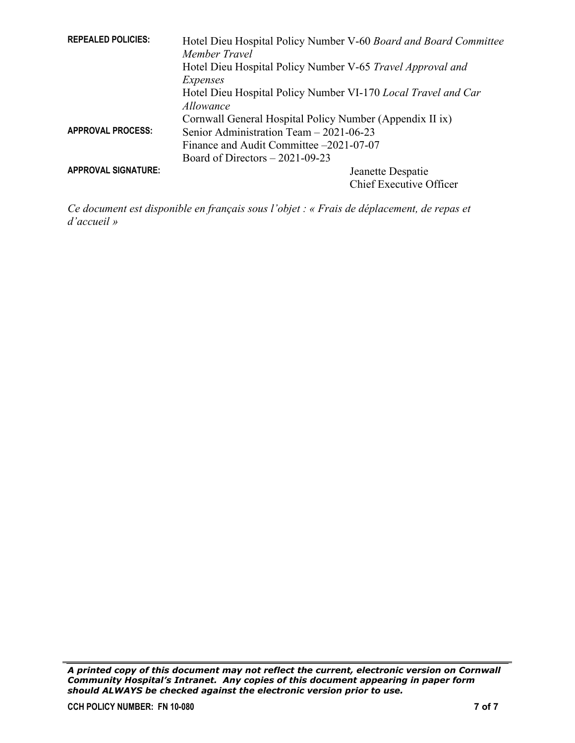**REPEALED POLICIES:** Hotel Dieu Hospital Policy Number V-60 *Board and Board Committee Member Travel*
Hotel Dieu Hospital Policy Number V-65 *Travel Approval and Expenses*
Hotel Dieu Hospital Policy Number VI-170 *Local Travel and Car Allowance*
Cornwall General Hospital Policy Number (Appendix II ix)

**APPROVAL PROCESS:** Senior Administration Team – 2021-06-23
Finance and Audit Committee –2021-07-07
Board of Directors – 2021-09-23

**APPROVAL SIGNATURE:** Jeanette Despatie
Chief Executive Officer

*Ce document est disponible en français sous l'objet : « Frais de déplacement, de repas et d'accueil »*

***A printed copy of this document may not reflect the current, electronic version on Cornwall Community Hospital's Intranet. Any copies of this document appearing in paper form should ALWAYS be checked against the electronic version prior to use.***

**CCH POLICY NUMBER: FN 10-080**